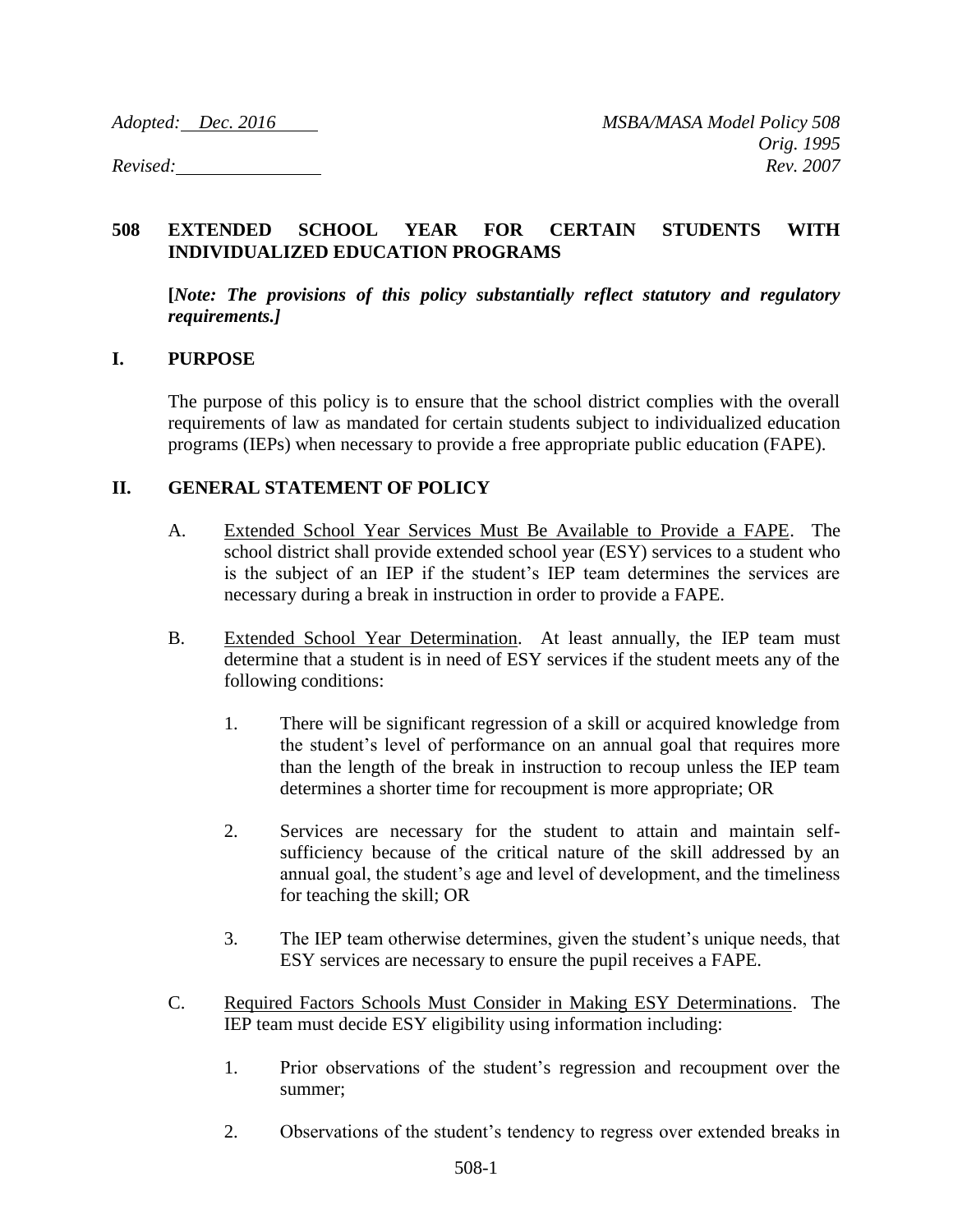*Adopted: Dec. 2016* *MSBA/MASA Model Policy 508*
*Orig. 1995*
*Revised:* *Rev. 2007*

# 508 EXTENDED SCHOOL YEAR FOR CERTAIN STUDENTS WITH INDIVIDUALIZED EDUCATION PROGRAMS

**[*Note: The provisions of this policy substantially reflect statutory and regulatory requirements.]***

## I. PURPOSE

The purpose of this policy is to ensure that the school district complies with the overall requirements of law as mandated for certain students subject to individualized education programs (IEPs) when necessary to provide a free appropriate public education (FAPE).

## II. GENERAL STATEMENT OF POLICY

A. Extended School Year Services Must Be Available to Provide a FAPE. The school district shall provide extended school year (ESY) services to a student who is the subject of an IEP if the student's IEP team determines the services are necessary during a break in instruction in order to provide a FAPE.

B. Extended School Year Determination. At least annually, the IEP team must determine that a student is in need of ESY services if the student meets any of the following conditions:

1. There will be significant regression of a skill or acquired knowledge from the student's level of performance on an annual goal that requires more than the length of the break in instruction to recoup unless the IEP team determines a shorter time for recoupment is more appropriate; OR

2. Services are necessary for the student to attain and maintain self-sufficiency because of the critical nature of the skill addressed by an annual goal, the student's age and level of development, and the timeliness for teaching the skill; OR

3. The IEP team otherwise determines, given the student's unique needs, that ESY services are necessary to ensure the pupil receives a FAPE.

C. Required Factors Schools Must Consider in Making ESY Determinations. The IEP team must decide ESY eligibility using information including:

1. Prior observations of the student's regression and recoupment over the summer;

2. Observations of the student's tendency to regress over extended breaks in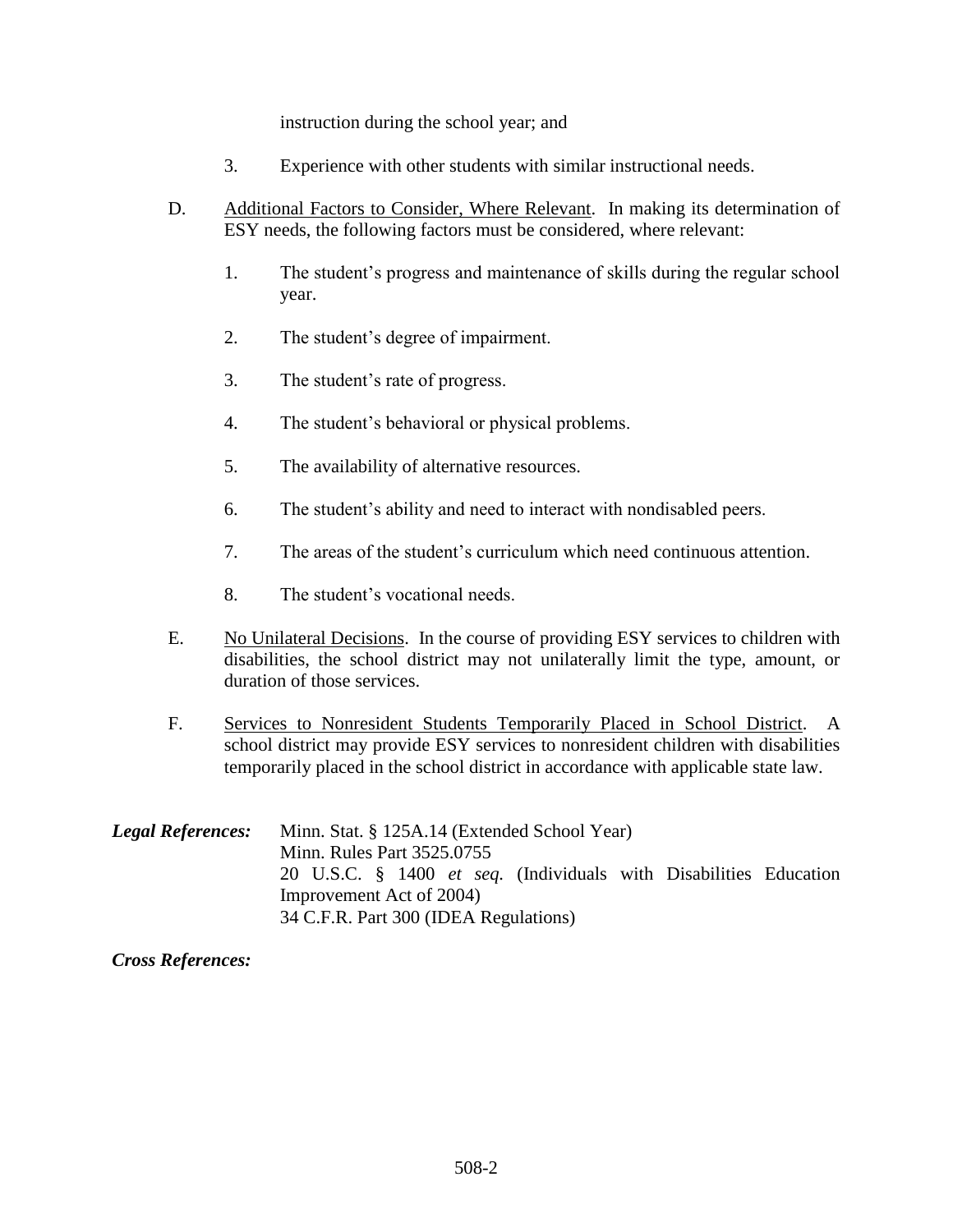instruction during the school year; and

3. Experience with other students with similar instructional needs.

D. Additional Factors to Consider, Where Relevant. In making its determination of ESY needs, the following factors must be considered, where relevant:

1. The student's progress and maintenance of skills during the regular school year.

2. The student's degree of impairment.

3. The student's rate of progress.

4. The student's behavioral or physical problems.

5. The availability of alternative resources.

6. The student's ability and need to interact with nondisabled peers.

7. The areas of the student's curriculum which need continuous attention.

8. The student's vocational needs.

E. No Unilateral Decisions. In the course of providing ESY services to children with disabilities, the school district may not unilaterally limit the type, amount, or duration of those services.

F. Services to Nonresident Students Temporarily Placed in School District. A school district may provide ESY services to nonresident children with disabilities temporarily placed in the school district in accordance with applicable state law.

***Legal References:*** Minn. Stat. § 125A.14 (Extended School Year)
Minn. Rules Part 3525.0755
20 U.S.C. § 1400 *et seq.* (Individuals with Disabilities Education Improvement Act of 2004)
34 C.F.R. Part 300 (IDEA Regulations)

***Cross References:***